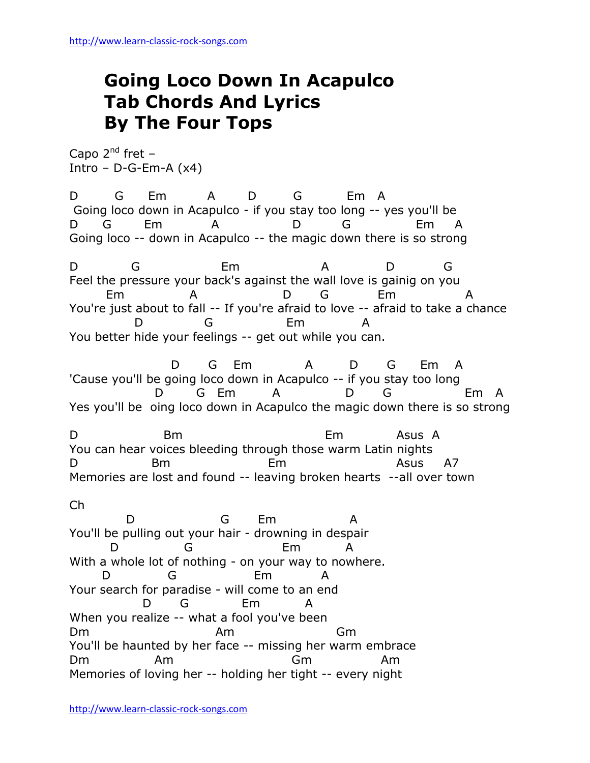# Going Loco Down In Acapulco Tab Chords And Lyrics By The Four Tops

Capo 2nd fret –
Intro – D-G-Em-A (x4)

```
D        G      Em          A        D         G           Em   A
 Going loco down in Acapulco - if you stay too long -- yes you'll be
D      G        Em            A              D          G              Em      A
Going loco -- down in Acapulco -- the magic down there is so strong

D            G                      Em                     A              D           G
Feel the pressure your back's against the wall love is gainig on you
        Em                A                     D        G            Em                  A
You're just about to fall -- If you're afraid to love -- afraid to take a chance
              D               G                    Em             A
You better hide your feelings -- get out while you can.

                        D       G     Em             A         D       G       Em     A
'Cause you'll be going loco down in Acapulco -- if you stay too long
                    D        G   Em          A              D        G                    Em    A
Yes you'll be  oing loco down in Acapulco the magic down there is so strong

D                    Bm                                   Em              Asus  A
You can hear voices bleeding through those warm Latin nights
D                 Bm                       Em                              Asus      A7
Memories are lost and found -- leaving broken hearts  --all over town
```

Ch

```
             D                        G       Em                A
You'll be pulling out your hair - drowning in despair
          D                 G                        Em           A
With a whole lot of nothing - on your way to nowhere.
        D               G                  Em            A
Your search for paradise - will come to an end
                 D       G            Em            A
When you realize -- what a fool you've been
Dm                                Am                      Gm
You'll be haunted by her face -- missing her warm embrace
Dm                Am                            Gm                 Am
Memories of loving her -- holding her tight -- every night
```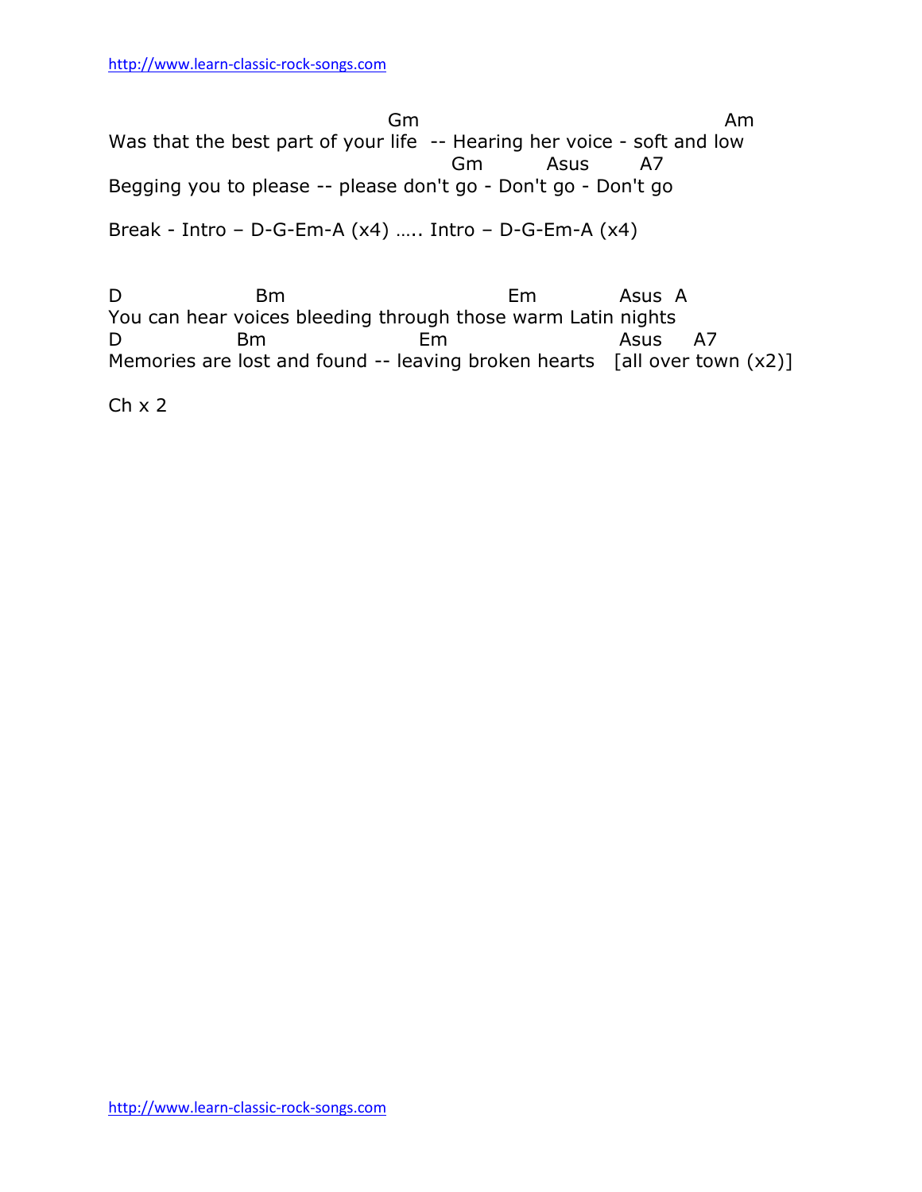```
                                   Gm                                      Am
Was that the best part of your life  -- Hearing her voice - soft and low
                                           Gm          Asus        A7
Begging you to please -- please don't go - Don't go - Don't go
```

Break - Intro – D-G-Em-A (x4) ….. Intro – D-G-Em-A (x4)

```
D                  Bm                                Em             Asus  A
You can hear voices bleeding through those warm Latin nights
D                Bm                      Em                        Asus     A7
Memories are lost and found -- leaving broken hearts   [all over town (x2)]
```

Ch x 2